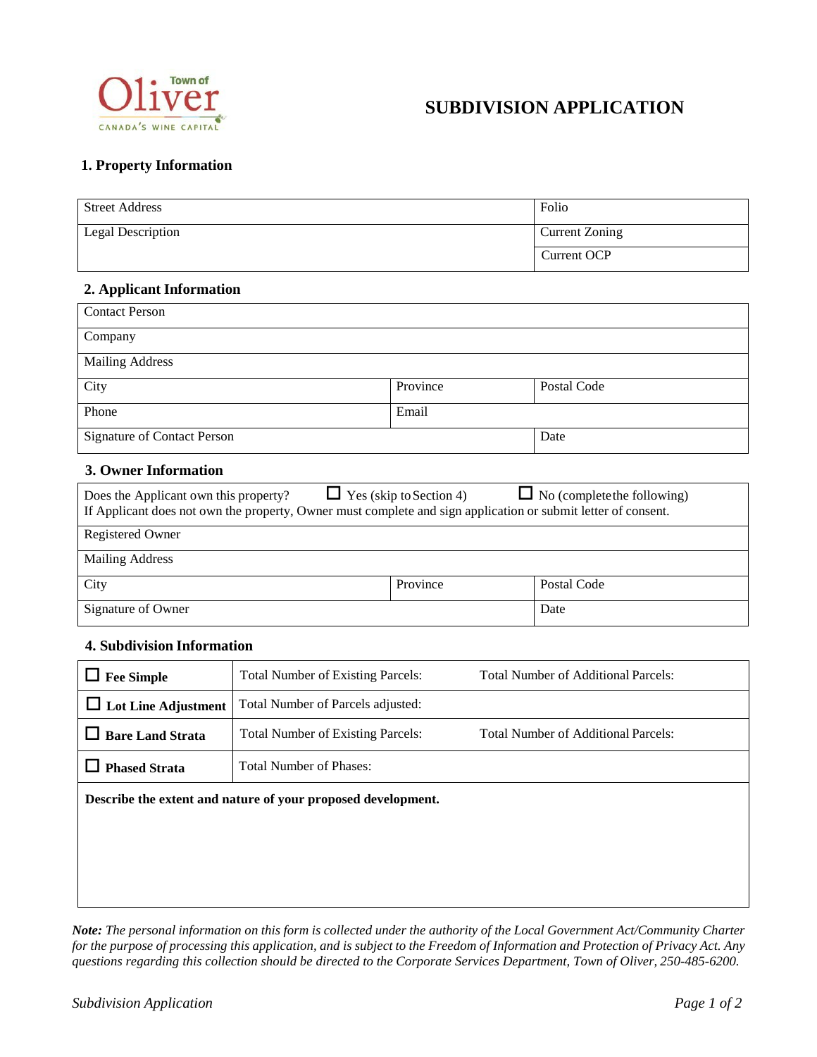Town of Oliver
CANADA'S WINE CAPITAL

# SUBDIVISION APPLICATION

## 1. Property Information

| Street Address | Folio |
|---|---|
| Legal Description | Current Zoning |
| | Current OCP |

## 2. Applicant Information

| Contact Person | | |
|---|---|---|
| Company | | |
| Mailing Address | | |
| City | Province | Postal Code |
| Phone | Email | |
| Signature of Contact Person | | Date |

## 3. Owner Information

Does the Applicant own this property? ☐ Yes (skip to Section 4) ☐ No (complete the following)
If Applicant does not own the property, Owner must complete and sign application or submit letter of consent.

| Registered Owner | | |
|---|---|---|
| Mailing Address | | |
| City | Province | Postal Code |
| Signature of Owner | | Date |

## 4. Subdivision Information

| | | |
|---|---|---|
| ☐ **Fee Simple** | Total Number of Existing Parcels: | Total Number of Additional Parcels: |
| ☐ **Lot Line Adjustment** | Total Number of Parcels adjusted: | |
| ☐ **Bare Land Strata** | Total Number of Existing Parcels: | Total Number of Additional Parcels: |
| ☐ **Phased Strata** | Total Number of Phases: | |

**Describe the extent and nature of your proposed development.**

*__Note:__ The personal information on this form is collected under the authority of the Local Government Act/Community Charter for the purpose of processing this application, and is subject to the Freedom of Information and Protection of Privacy Act. Any questions regarding this collection should be directed to the Corporate Services Department, Town of Oliver, 250-485-6200.*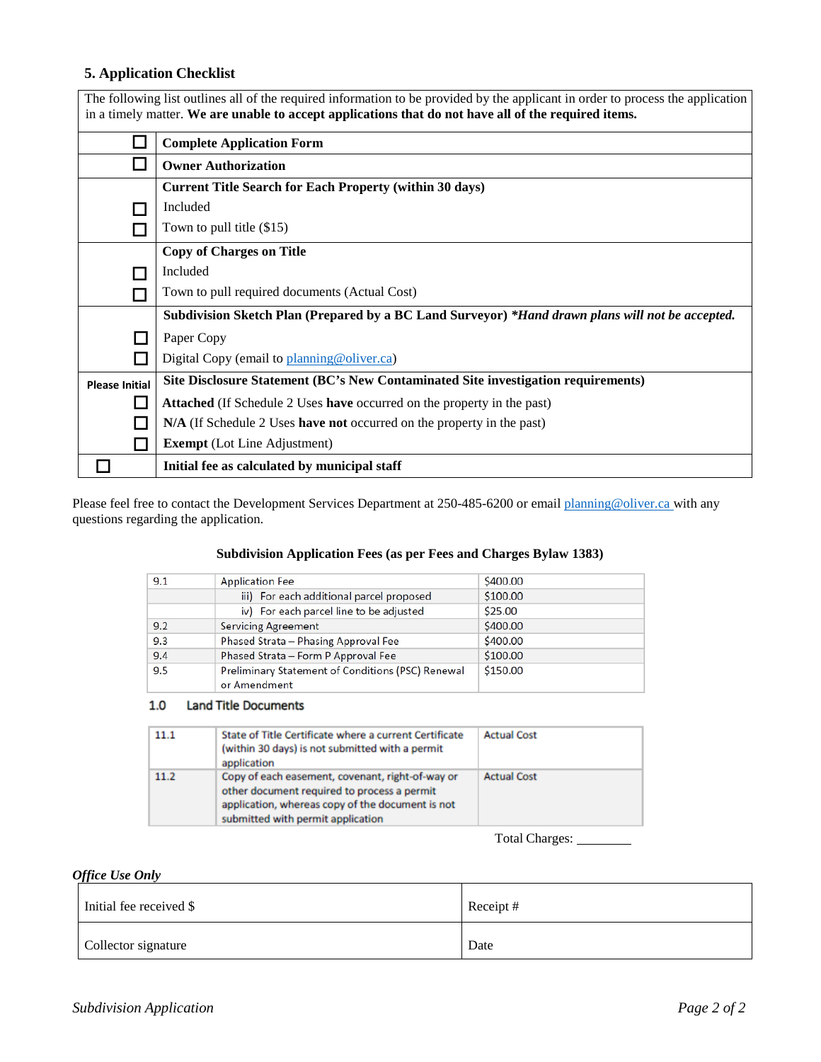## 5. Application Checklist

| | |
|---|---|
| The following list outlines all of the required information to be provided by the applicant in order to process the application in a timely matter. **We are unable to accept applications that do not have all of the required items.** | |
| ☐ | **Complete Application Form** |
| ☐ | **Owner Authorization** |
| | **Current Title Search for Each Property (within 30 days)** |
| ☐ | Included |
| ☐ | Town to pull title ($15) |
| | **Copy of Charges on Title** |
| ☐ | Included |
| ☐ | Town to pull required documents (Actual Cost) |
| | **Subdivision Sketch Plan (Prepared by a BC Land Surveyor)** ***Hand drawn plans will not be accepted.** |
| ☐ | Paper Copy |
| ☐ | Digital Copy (email to planning@oliver.ca) |
| **Please Initial** | **Site Disclosure Statement (BC's New Contaminated Site investigation requirements)** |
| ☐ | **Attached** (If Schedule 2 Uses **have** occurred on the property in the past) |
| ☐ | **N/A** (If Schedule 2 Uses **have not** occurred on the property in the past) |
| ☐ | **Exempt** (Lot Line Adjustment) |
| ☐ | **Initial fee as calculated by municipal staff** |

Please feel free to contact the Development Services Department at 250-485-6200 or email planning@oliver.ca with any questions regarding the application.

**Subdivision Application Fees (as per Fees and Charges Bylaw 1383)**

| | | |
|---|---|---|
| 9.1 | Application Fee | $400.00 |
| | iii) For each additional parcel proposed | $100.00 |
| | iv) For each parcel line to be adjusted | $25.00 |
| 9.2 | Servicing Agreement | $400.00 |
| 9.3 | Phased Strata – Phasing Approval Fee | $400.00 |
| 9.4 | Phased Strata – Form P Approval Fee | $100.00 |
| 9.5 | Preliminary Statement of Conditions (PSC) Renewal or Amendment | $150.00 |

**1.0 Land Title Documents**

| | | |
|---|---|---|
| 11.1 | State of Title Certificate where a current Certificate (within 30 days) is not submitted with a permit application | Actual Cost |
| 11.2 | Copy of each easement, covenant, right-of-way or other document required to process a permit application, whereas copy of the document is not submitted with permit application | Actual Cost |

Total Charges: ________

*Office Use Only*

| | |
|---|---|
| Initial fee received $ | Receipt # |
| Collector signature | Date |